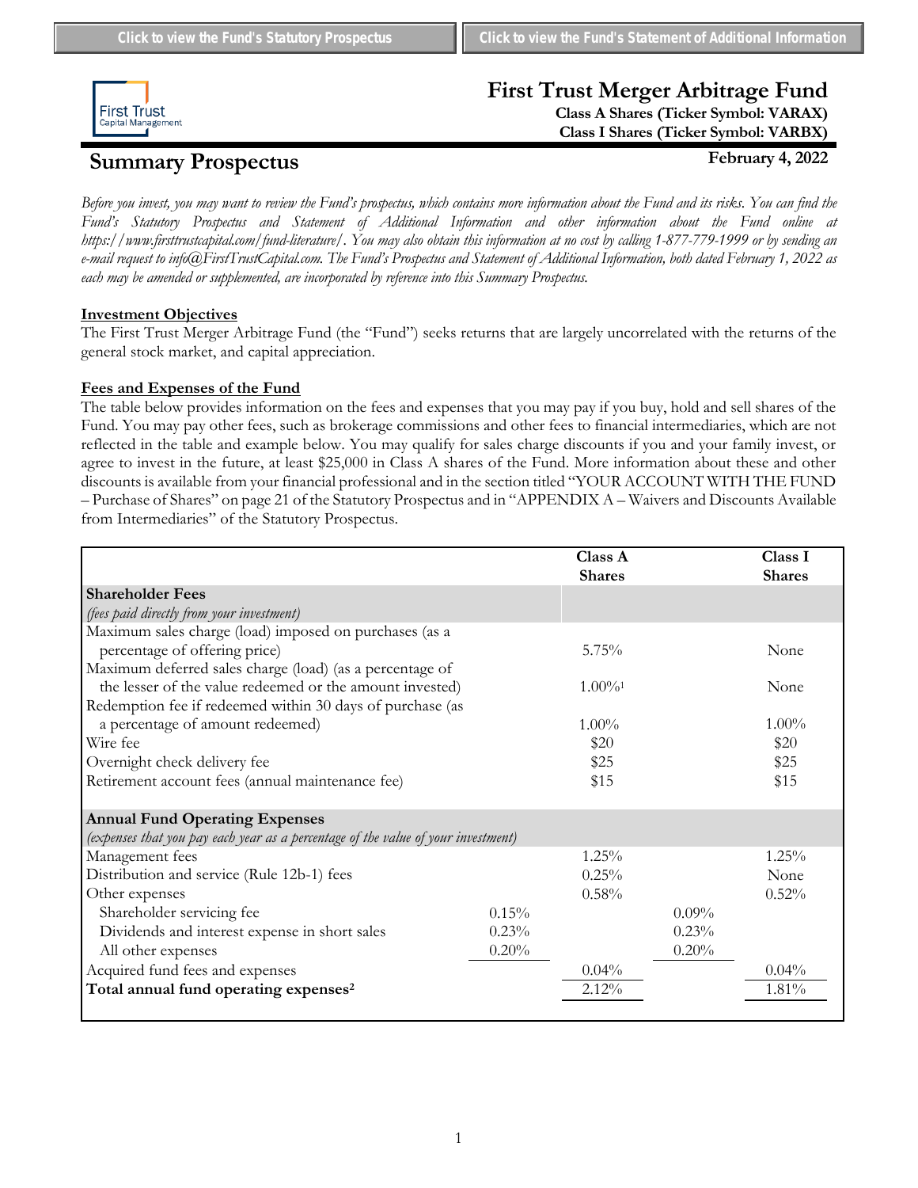Click to view the Fund's Statutory Prospectus | Click to view the Fund's Statement of Additional Information

# First Trust Merger Arbitrage Fund

**Class A Shares (Ticker Symbol: VARAX)**
**Class I Shares (Ticker Symbol: VARBX)**

## Summary Prospectus

**February 4, 2022**

*Before you invest, you may want to review the Fund's prospectus, which contains more information about the Fund and its risks. You can find the Fund's Statutory Prospectus and Statement of Additional Information and other information about the Fund online at https://www.firsttrustcapital.com/fund-literature/. You may also obtain this information at no cost by calling 1-877-779-1999 or by sending an e-mail request to info@FirstTrustCapital.com. The Fund's Prospectus and Statement of Additional Information, both dated February 1, 2022 as each may be amended or supplemented, are incorporated by reference into this Summary Prospectus.*

### Investment Objectives

The First Trust Merger Arbitrage Fund (the "Fund") seeks returns that are largely uncorrelated with the returns of the general stock market, and capital appreciation.

### Fees and Expenses of the Fund

The table below provides information on the fees and expenses that you may pay if you buy, hold and sell shares of the Fund. You may pay other fees, such as brokerage commissions and other fees to financial intermediaries, which are not reflected in the table and example below. You may qualify for sales charge discounts if you and your family invest, or agree to invest in the future, at least $25,000 in Class A shares of the Fund. More information about these and other discounts is available from your financial professional and in the section titled "YOUR ACCOUNT WITH THE FUND – Purchase of Shares" on page 21 of the Statutory Prospectus and in "APPENDIX A – Waivers and Discounts Available from Intermediaries" of the Statutory Prospectus.

| | | Class A Shares | | Class I Shares |
|---|---|---|---|---|
| **Shareholder Fees** *(fees paid directly from your investment)* | | | | |
| Maximum sales charge (load) imposed on purchases (as a percentage of offering price) | | 5.75% | | None |
| Maximum deferred sales charge (load) (as a percentage of the lesser of the value redeemed or the amount invested) | | 1.00%[1] | | None |
| Redemption fee if redeemed within 30 days of purchase (as a percentage of amount redeemed) | | 1.00% | | 1.00% |
| Wire fee | | $20 | | $20 |
| Overnight check delivery fee | | $25 | | $25 |
| Retirement account fees (annual maintenance fee) | | $15 | | $15 |
| **Annual Fund Operating Expenses** *(expenses that you pay each year as a percentage of the value of your investment)* | | | | |
| Management fees | | 1.25% | | 1.25% |
| Distribution and service (Rule 12b-1) fees | | 0.25% | | None |
| Other expenses | | 0.58% | | 0.52% |
| Shareholder servicing fee | 0.15% | | 0.09% | |
| Dividends and interest expense in short sales | 0.23% | | 0.23% | |
| All other expenses | 0.20% | | 0.20% | |
| Acquired fund fees and expenses | | 0.04% | | 0.04% |
| **Total annual fund operating expenses[2]** | | 2.12% | | 1.81% |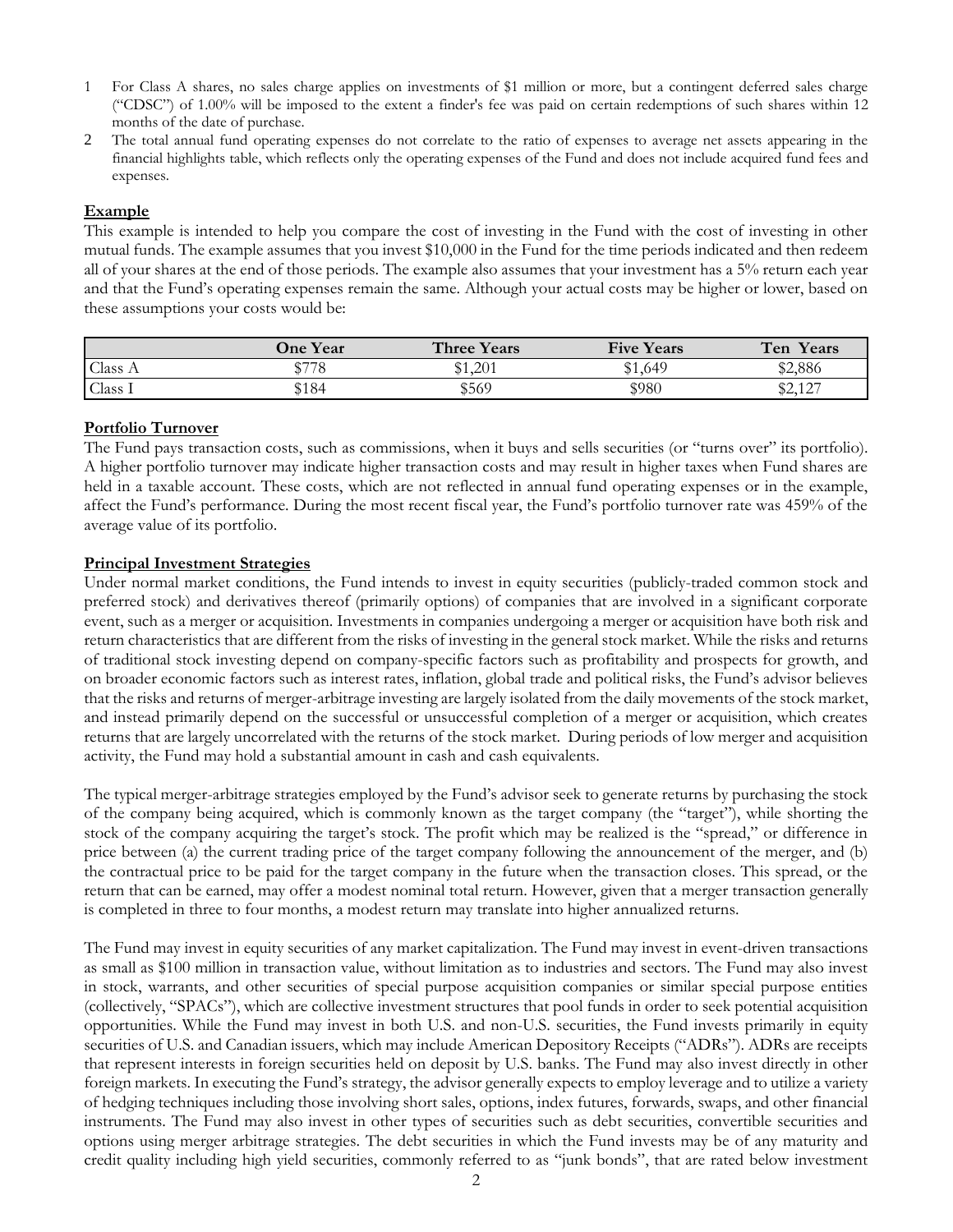1 For Class A shares, no sales charge applies on investments of $1 million or more, but a contingent deferred sales charge ("CDSC") of 1.00% will be imposed to the extent a finder's fee was paid on certain redemptions of such shares within 12 months of the date of purchase.

2 The total annual fund operating expenses do not correlate to the ratio of expenses to average net assets appearing in the financial highlights table, which reflects only the operating expenses of the Fund and does not include acquired fund fees and expenses.

**Example**

This example is intended to help you compare the cost of investing in the Fund with the cost of investing in other mutual funds. The example assumes that you invest $10,000 in the Fund for the time periods indicated and then redeem all of your shares at the end of those periods. The example also assumes that your investment has a 5% return each year and that the Fund's operating expenses remain the same. Although your actual costs may be higher or lower, based on these assumptions your costs would be:

| | One Year | Three Years | Five Years | Ten Years |
|---|---|---|---|---|
| Class A | $778 | $1,201 | $1,649 | $2,886 |
| Class I | $184 | $569 | $980 | $2,127 |

**Portfolio Turnover**

The Fund pays transaction costs, such as commissions, when it buys and sells securities (or "turns over" its portfolio). A higher portfolio turnover may indicate higher transaction costs and may result in higher taxes when Fund shares are held in a taxable account. These costs, which are not reflected in annual fund operating expenses or in the example, affect the Fund's performance. During the most recent fiscal year, the Fund's portfolio turnover rate was 459% of the average value of its portfolio.

**Principal Investment Strategies**

Under normal market conditions, the Fund intends to invest in equity securities (publicly-traded common stock and preferred stock) and derivatives thereof (primarily options) of companies that are involved in a significant corporate event, such as a merger or acquisition. Investments in companies undergoing a merger or acquisition have both risk and return characteristics that are different from the risks of investing in the general stock market. While the risks and returns of traditional stock investing depend on company-specific factors such as profitability and prospects for growth, and on broader economic factors such as interest rates, inflation, global trade and political risks, the Fund's advisor believes that the risks and returns of merger-arbitrage investing are largely isolated from the daily movements of the stock market, and instead primarily depend on the successful or unsuccessful completion of a merger or acquisition, which creates returns that are largely uncorrelated with the returns of the stock market. During periods of low merger and acquisition activity, the Fund may hold a substantial amount in cash and cash equivalents.

The typical merger-arbitrage strategies employed by the Fund's advisor seek to generate returns by purchasing the stock of the company being acquired, which is commonly known as the target company (the "target"), while shorting the stock of the company acquiring the target's stock. The profit which may be realized is the "spread," or difference in price between (a) the current trading price of the target company following the announcement of the merger, and (b) the contractual price to be paid for the target company in the future when the transaction closes. This spread, or the return that can be earned, may offer a modest nominal total return. However, given that a merger transaction generally is completed in three to four months, a modest return may translate into higher annualized returns.

The Fund may invest in equity securities of any market capitalization. The Fund may invest in event-driven transactions as small as $100 million in transaction value, without limitation as to industries and sectors. The Fund may also invest in stock, warrants, and other securities of special purpose acquisition companies or similar special purpose entities (collectively, "SPACs"), which are collective investment structures that pool funds in order to seek potential acquisition opportunities. While the Fund may invest in both U.S. and non-U.S. securities, the Fund invests primarily in equity securities of U.S. and Canadian issuers, which may include American Depository Receipts ("ADRs"). ADRs are receipts that represent interests in foreign securities held on deposit by U.S. banks. The Fund may also invest directly in other foreign markets. In executing the Fund's strategy, the advisor generally expects to employ leverage and to utilize a variety of hedging techniques including those involving short sales, options, index futures, forwards, swaps, and other financial instruments. The Fund may also invest in other types of securities such as debt securities, convertible securities and options using merger arbitrage strategies. The debt securities in which the Fund invests may be of any maturity and credit quality including high yield securities, commonly referred to as "junk bonds", that are rated below investment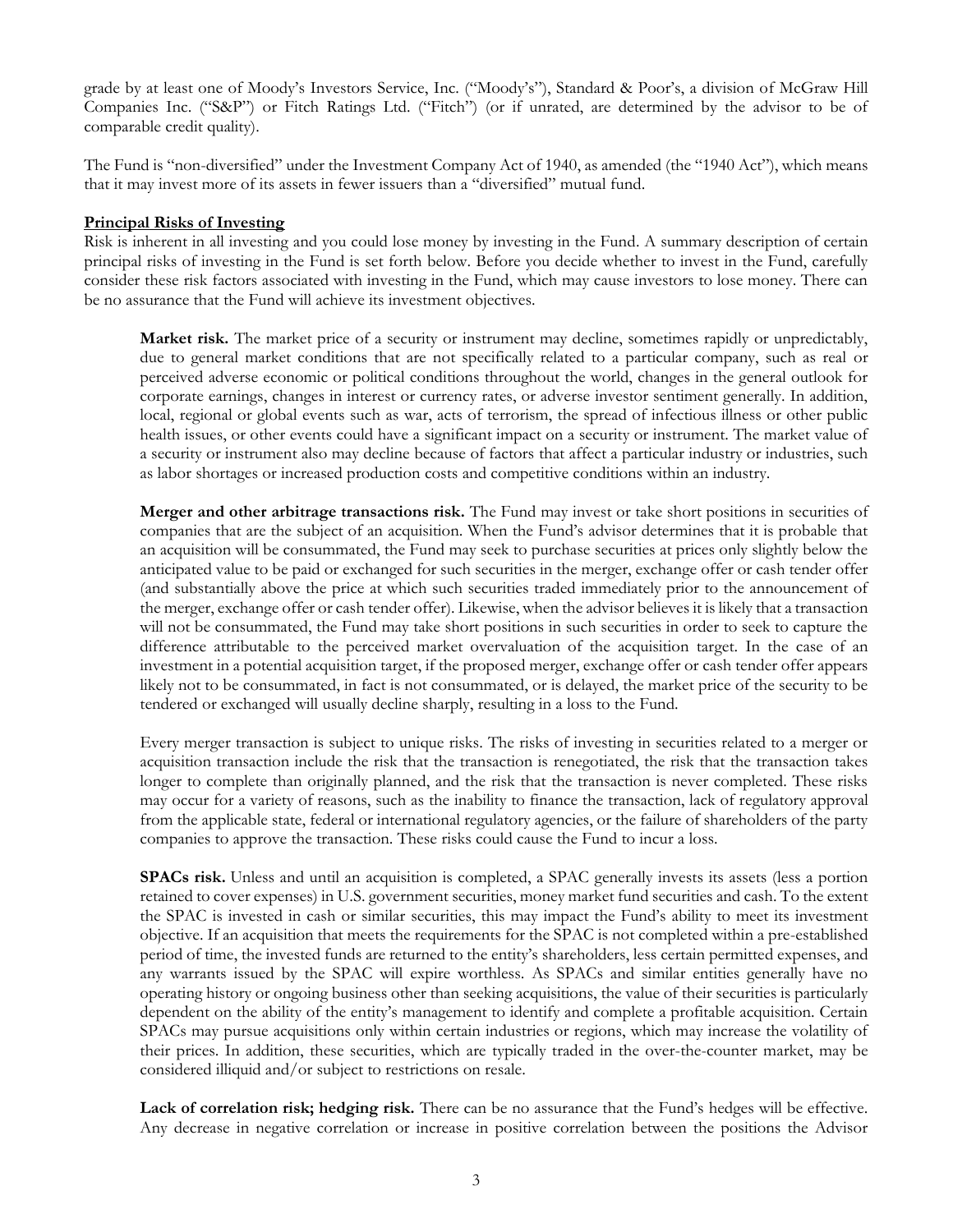grade by at least one of Moody's Investors Service, Inc. ("Moody's"), Standard & Poor's, a division of McGraw Hill Companies Inc. ("S&P") or Fitch Ratings Ltd. ("Fitch") (or if unrated, are determined by the advisor to be of comparable credit quality).

The Fund is "non-diversified" under the Investment Company Act of 1940, as amended (the "1940 Act"), which means that it may invest more of its assets in fewer issuers than a "diversified" mutual fund.

**Principal Risks of Investing**

Risk is inherent in all investing and you could lose money by investing in the Fund. A summary description of certain principal risks of investing in the Fund is set forth below. Before you decide whether to invest in the Fund, carefully consider these risk factors associated with investing in the Fund, which may cause investors to lose money. There can be no assurance that the Fund will achieve its investment objectives.

**Market risk.** The market price of a security or instrument may decline, sometimes rapidly or unpredictably, due to general market conditions that are not specifically related to a particular company, such as real or perceived adverse economic or political conditions throughout the world, changes in the general outlook for corporate earnings, changes in interest or currency rates, or adverse investor sentiment generally. In addition, local, regional or global events such as war, acts of terrorism, the spread of infectious illness or other public health issues, or other events could have a significant impact on a security or instrument. The market value of a security or instrument also may decline because of factors that affect a particular industry or industries, such as labor shortages or increased production costs and competitive conditions within an industry.

**Merger and other arbitrage transactions risk.** The Fund may invest or take short positions in securities of companies that are the subject of an acquisition. When the Fund's advisor determines that it is probable that an acquisition will be consummated, the Fund may seek to purchase securities at prices only slightly below the anticipated value to be paid or exchanged for such securities in the merger, exchange offer or cash tender offer (and substantially above the price at which such securities traded immediately prior to the announcement of the merger, exchange offer or cash tender offer). Likewise, when the advisor believes it is likely that a transaction will not be consummated, the Fund may take short positions in such securities in order to seek to capture the difference attributable to the perceived market overvaluation of the acquisition target. In the case of an investment in a potential acquisition target, if the proposed merger, exchange offer or cash tender offer appears likely not to be consummated, in fact is not consummated, or is delayed, the market price of the security to be tendered or exchanged will usually decline sharply, resulting in a loss to the Fund.

Every merger transaction is subject to unique risks. The risks of investing in securities related to a merger or acquisition transaction include the risk that the transaction is renegotiated, the risk that the transaction takes longer to complete than originally planned, and the risk that the transaction is never completed. These risks may occur for a variety of reasons, such as the inability to finance the transaction, lack of regulatory approval from the applicable state, federal or international regulatory agencies, or the failure of shareholders of the party companies to approve the transaction. These risks could cause the Fund to incur a loss.

**SPACs risk.** Unless and until an acquisition is completed, a SPAC generally invests its assets (less a portion retained to cover expenses) in U.S. government securities, money market fund securities and cash. To the extent the SPAC is invested in cash or similar securities, this may impact the Fund's ability to meet its investment objective. If an acquisition that meets the requirements for the SPAC is not completed within a pre-established period of time, the invested funds are returned to the entity's shareholders, less certain permitted expenses, and any warrants issued by the SPAC will expire worthless. As SPACs and similar entities generally have no operating history or ongoing business other than seeking acquisitions, the value of their securities is particularly dependent on the ability of the entity's management to identify and complete a profitable acquisition. Certain SPACs may pursue acquisitions only within certain industries or regions, which may increase the volatility of their prices. In addition, these securities, which are typically traded in the over-the-counter market, may be considered illiquid and/or subject to restrictions on resale.

**Lack of correlation risk; hedging risk.** There can be no assurance that the Fund's hedges will be effective. Any decrease in negative correlation or increase in positive correlation between the positions the Advisor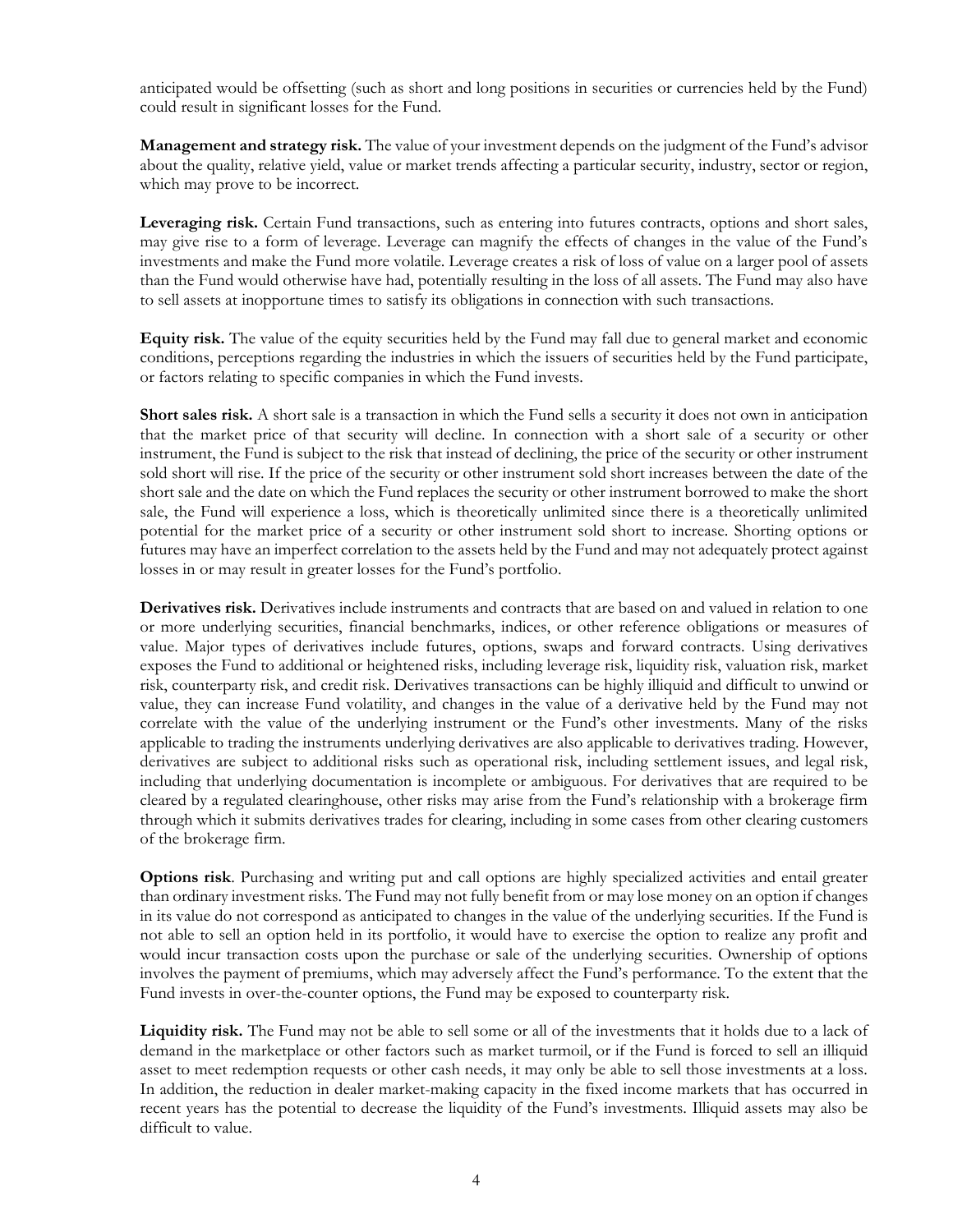anticipated would be offsetting (such as short and long positions in securities or currencies held by the Fund) could result in significant losses for the Fund.

**Management and strategy risk.** The value of your investment depends on the judgment of the Fund's advisor about the quality, relative yield, value or market trends affecting a particular security, industry, sector or region, which may prove to be incorrect.

**Leveraging risk.** Certain Fund transactions, such as entering into futures contracts, options and short sales, may give rise to a form of leverage. Leverage can magnify the effects of changes in the value of the Fund's investments and make the Fund more volatile. Leverage creates a risk of loss of value on a larger pool of assets than the Fund would otherwise have had, potentially resulting in the loss of all assets. The Fund may also have to sell assets at inopportune times to satisfy its obligations in connection with such transactions.

**Equity risk.** The value of the equity securities held by the Fund may fall due to general market and economic conditions, perceptions regarding the industries in which the issuers of securities held by the Fund participate, or factors relating to specific companies in which the Fund invests.

**Short sales risk.** A short sale is a transaction in which the Fund sells a security it does not own in anticipation that the market price of that security will decline. In connection with a short sale of a security or other instrument, the Fund is subject to the risk that instead of declining, the price of the security or other instrument sold short will rise. If the price of the security or other instrument sold short increases between the date of the short sale and the date on which the Fund replaces the security or other instrument borrowed to make the short sale, the Fund will experience a loss, which is theoretically unlimited since there is a theoretically unlimited potential for the market price of a security or other instrument sold short to increase. Shorting options or futures may have an imperfect correlation to the assets held by the Fund and may not adequately protect against losses in or may result in greater losses for the Fund's portfolio.

**Derivatives risk.** Derivatives include instruments and contracts that are based on and valued in relation to one or more underlying securities, financial benchmarks, indices, or other reference obligations or measures of value. Major types of derivatives include futures, options, swaps and forward contracts. Using derivatives exposes the Fund to additional or heightened risks, including leverage risk, liquidity risk, valuation risk, market risk, counterparty risk, and credit risk. Derivatives transactions can be highly illiquid and difficult to unwind or value, they can increase Fund volatility, and changes in the value of a derivative held by the Fund may not correlate with the value of the underlying instrument or the Fund's other investments. Many of the risks applicable to trading the instruments underlying derivatives are also applicable to derivatives trading. However, derivatives are subject to additional risks such as operational risk, including settlement issues, and legal risk, including that underlying documentation is incomplete or ambiguous. For derivatives that are required to be cleared by a regulated clearinghouse, other risks may arise from the Fund's relationship with a brokerage firm through which it submits derivatives trades for clearing, including in some cases from other clearing customers of the brokerage firm.

**Options risk**. Purchasing and writing put and call options are highly specialized activities and entail greater than ordinary investment risks. The Fund may not fully benefit from or may lose money on an option if changes in its value do not correspond as anticipated to changes in the value of the underlying securities. If the Fund is not able to sell an option held in its portfolio, it would have to exercise the option to realize any profit and would incur transaction costs upon the purchase or sale of the underlying securities. Ownership of options involves the payment of premiums, which may adversely affect the Fund's performance. To the extent that the Fund invests in over-the-counter options, the Fund may be exposed to counterparty risk.

**Liquidity risk.** The Fund may not be able to sell some or all of the investments that it holds due to a lack of demand in the marketplace or other factors such as market turmoil, or if the Fund is forced to sell an illiquid asset to meet redemption requests or other cash needs, it may only be able to sell those investments at a loss. In addition, the reduction in dealer market-making capacity in the fixed income markets that has occurred in recent years has the potential to decrease the liquidity of the Fund's investments. Illiquid assets may also be difficult to value.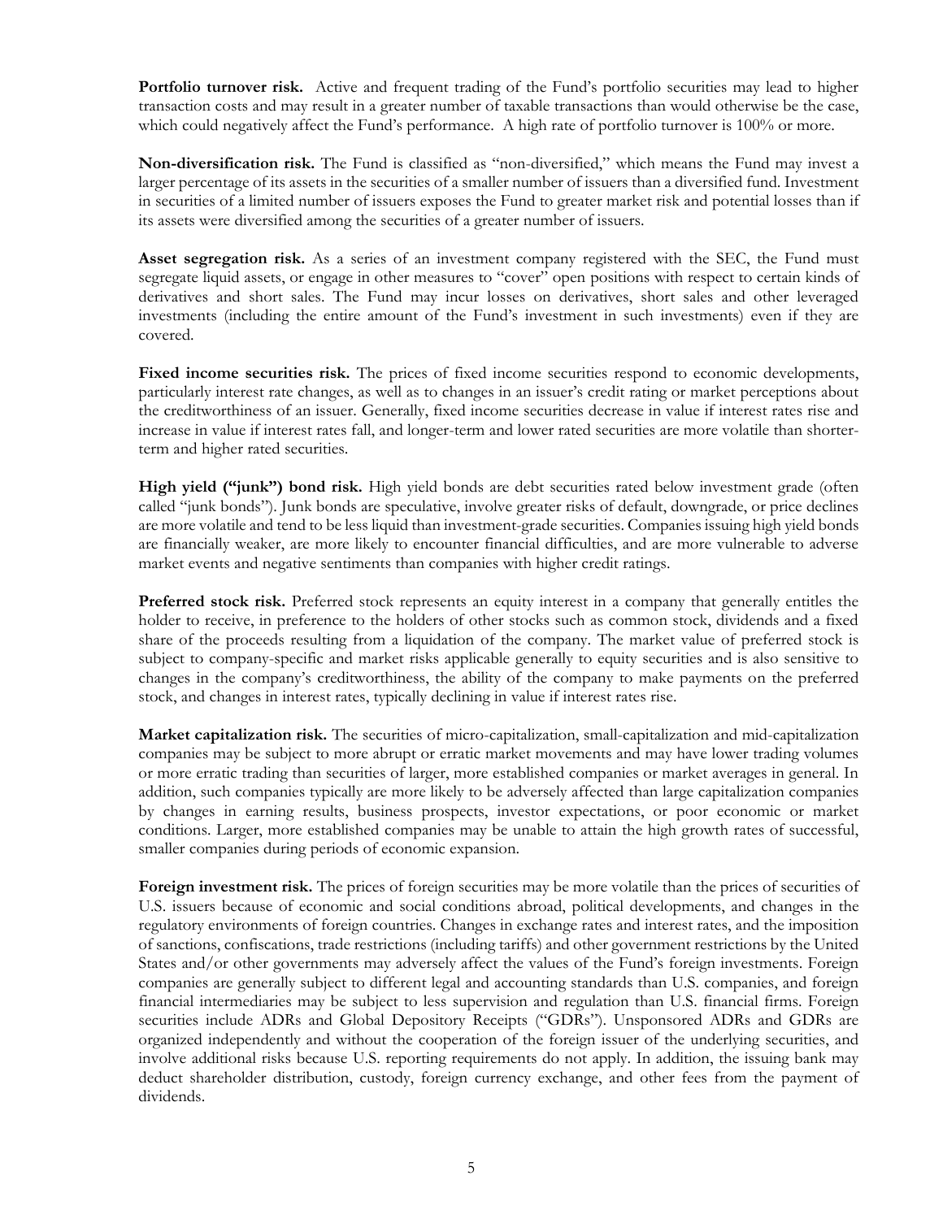**Portfolio turnover risk.** Active and frequent trading of the Fund's portfolio securities may lead to higher transaction costs and may result in a greater number of taxable transactions than would otherwise be the case, which could negatively affect the Fund's performance. A high rate of portfolio turnover is 100% or more.

**Non-diversification risk.** The Fund is classified as "non-diversified," which means the Fund may invest a larger percentage of its assets in the securities of a smaller number of issuers than a diversified fund. Investment in securities of a limited number of issuers exposes the Fund to greater market risk and potential losses than if its assets were diversified among the securities of a greater number of issuers.

**Asset segregation risk.** As a series of an investment company registered with the SEC, the Fund must segregate liquid assets, or engage in other measures to "cover" open positions with respect to certain kinds of derivatives and short sales. The Fund may incur losses on derivatives, short sales and other leveraged investments (including the entire amount of the Fund's investment in such investments) even if they are covered.

**Fixed income securities risk.** The prices of fixed income securities respond to economic developments, particularly interest rate changes, as well as to changes in an issuer's credit rating or market perceptions about the creditworthiness of an issuer. Generally, fixed income securities decrease in value if interest rates rise and increase in value if interest rates fall, and longer-term and lower rated securities are more volatile than shorter-term and higher rated securities.

**High yield ("junk") bond risk.** High yield bonds are debt securities rated below investment grade (often called "junk bonds"). Junk bonds are speculative, involve greater risks of default, downgrade, or price declines are more volatile and tend to be less liquid than investment-grade securities. Companies issuing high yield bonds are financially weaker, are more likely to encounter financial difficulties, and are more vulnerable to adverse market events and negative sentiments than companies with higher credit ratings.

**Preferred stock risk.** Preferred stock represents an equity interest in a company that generally entitles the holder to receive, in preference to the holders of other stocks such as common stock, dividends and a fixed share of the proceeds resulting from a liquidation of the company. The market value of preferred stock is subject to company-specific and market risks applicable generally to equity securities and is also sensitive to changes in the company's creditworthiness, the ability of the company to make payments on the preferred stock, and changes in interest rates, typically declining in value if interest rates rise.

**Market capitalization risk.** The securities of micro-capitalization, small-capitalization and mid-capitalization companies may be subject to more abrupt or erratic market movements and may have lower trading volumes or more erratic trading than securities of larger, more established companies or market averages in general. In addition, such companies typically are more likely to be adversely affected than large capitalization companies by changes in earning results, business prospects, investor expectations, or poor economic or market conditions. Larger, more established companies may be unable to attain the high growth rates of successful, smaller companies during periods of economic expansion.

**Foreign investment risk.** The prices of foreign securities may be more volatile than the prices of securities of U.S. issuers because of economic and social conditions abroad, political developments, and changes in the regulatory environments of foreign countries. Changes in exchange rates and interest rates, and the imposition of sanctions, confiscations, trade restrictions (including tariffs) and other government restrictions by the United States and/or other governments may adversely affect the values of the Fund's foreign investments. Foreign companies are generally subject to different legal and accounting standards than U.S. companies, and foreign financial intermediaries may be subject to less supervision and regulation than U.S. financial firms. Foreign securities include ADRs and Global Depository Receipts ("GDRs"). Unsponsored ADRs and GDRs are organized independently and without the cooperation of the foreign issuer of the underlying securities, and involve additional risks because U.S. reporting requirements do not apply. In addition, the issuing bank may deduct shareholder distribution, custody, foreign currency exchange, and other fees from the payment of dividends.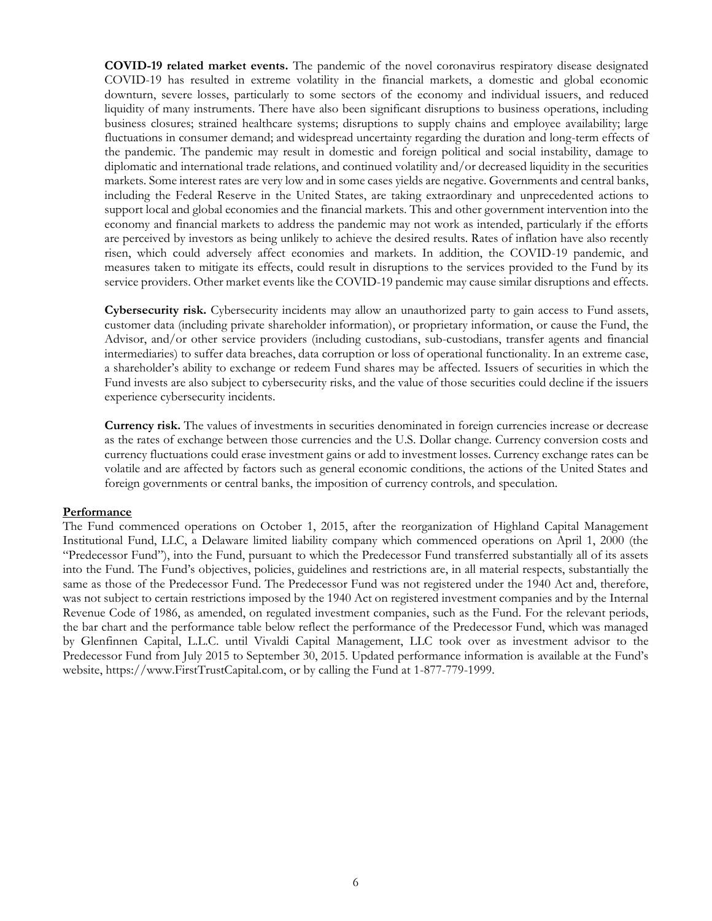**COVID-19 related market events.** The pandemic of the novel coronavirus respiratory disease designated COVID-19 has resulted in extreme volatility in the financial markets, a domestic and global economic downturn, severe losses, particularly to some sectors of the economy and individual issuers, and reduced liquidity of many instruments. There have also been significant disruptions to business operations, including business closures; strained healthcare systems; disruptions to supply chains and employee availability; large fluctuations in consumer demand; and widespread uncertainty regarding the duration and long-term effects of the pandemic. The pandemic may result in domestic and foreign political and social instability, damage to diplomatic and international trade relations, and continued volatility and/or decreased liquidity in the securities markets. Some interest rates are very low and in some cases yields are negative. Governments and central banks, including the Federal Reserve in the United States, are taking extraordinary and unprecedented actions to support local and global economies and the financial markets. This and other government intervention into the economy and financial markets to address the pandemic may not work as intended, particularly if the efforts are perceived by investors as being unlikely to achieve the desired results. Rates of inflation have also recently risen, which could adversely affect economies and markets. In addition, the COVID-19 pandemic, and measures taken to mitigate its effects, could result in disruptions to the services provided to the Fund by its service providers. Other market events like the COVID-19 pandemic may cause similar disruptions and effects.

**Cybersecurity risk.** Cybersecurity incidents may allow an unauthorized party to gain access to Fund assets, customer data (including private shareholder information), or proprietary information, or cause the Fund, the Advisor, and/or other service providers (including custodians, sub-custodians, transfer agents and financial intermediaries) to suffer data breaches, data corruption or loss of operational functionality. In an extreme case, a shareholder's ability to exchange or redeem Fund shares may be affected. Issuers of securities in which the Fund invests are also subject to cybersecurity risks, and the value of those securities could decline if the issuers experience cybersecurity incidents.

**Currency risk.** The values of investments in securities denominated in foreign currencies increase or decrease as the rates of exchange between those currencies and the U.S. Dollar change. Currency conversion costs and currency fluctuations could erase investment gains or add to investment losses. Currency exchange rates can be volatile and are affected by factors such as general economic conditions, the actions of the United States and foreign governments or central banks, the imposition of currency controls, and speculation.

## Performance

The Fund commenced operations on October 1, 2015, after the reorganization of Highland Capital Management Institutional Fund, LLC, a Delaware limited liability company which commenced operations on April 1, 2000 (the "Predecessor Fund"), into the Fund, pursuant to which the Predecessor Fund transferred substantially all of its assets into the Fund. The Fund's objectives, policies, guidelines and restrictions are, in all material respects, substantially the same as those of the Predecessor Fund. The Predecessor Fund was not registered under the 1940 Act and, therefore, was not subject to certain restrictions imposed by the 1940 Act on registered investment companies and by the Internal Revenue Code of 1986, as amended, on regulated investment companies, such as the Fund. For the relevant periods, the bar chart and the performance table below reflect the performance of the Predecessor Fund, which was managed by Glenfinnen Capital, L.L.C. until Vivaldi Capital Management, LLC took over as investment advisor to the Predecessor Fund from July 2015 to September 30, 2015. Updated performance information is available at the Fund's website, https://www.FirstTrustCapital.com, or by calling the Fund at 1-877-779-1999.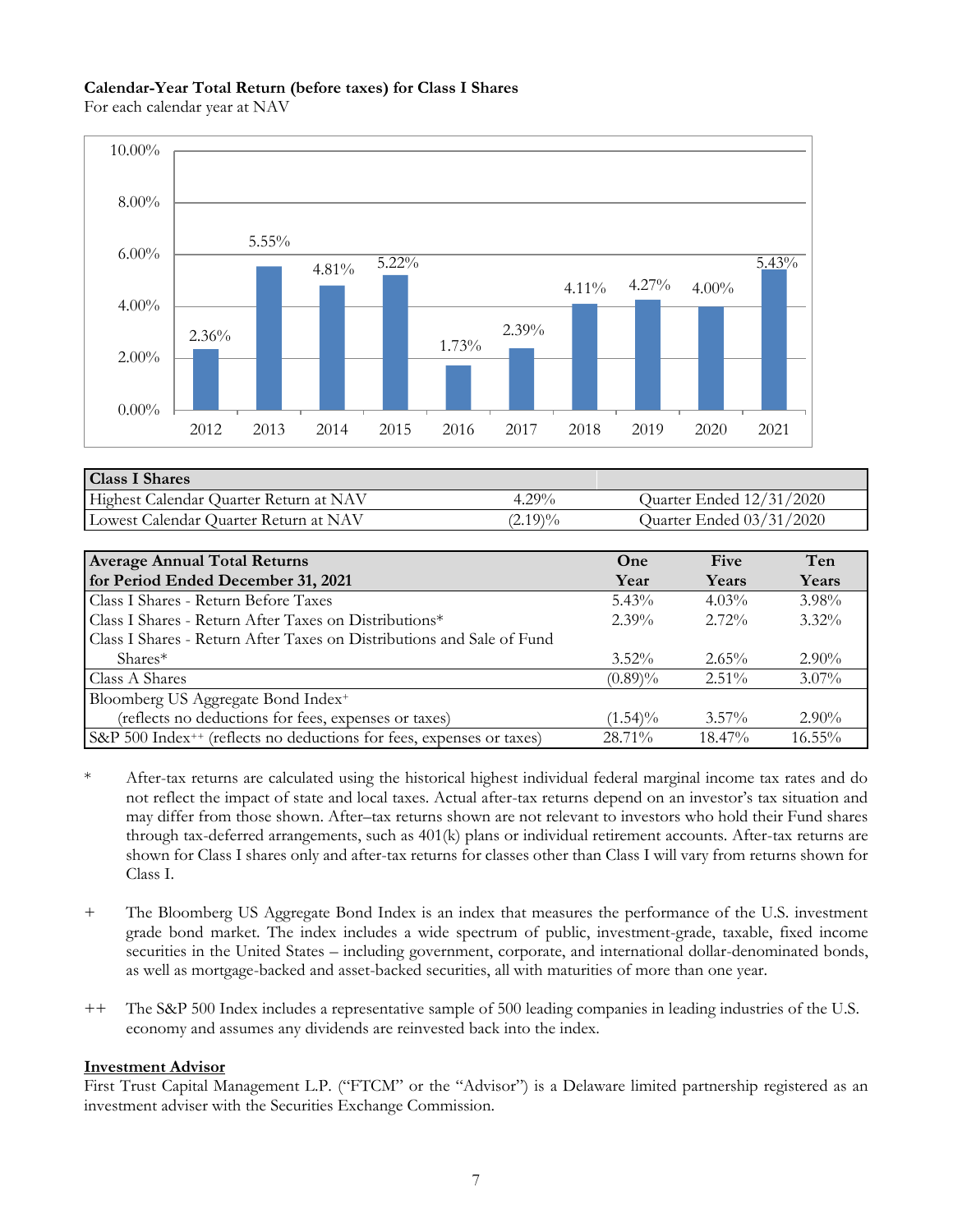**Calendar-Year Total Return (before taxes) for Class I Shares**

For each calendar year at NAV

| Year | Return |
|---|---|
| 2012 | 2.36% |
| 2013 | 5.55% |
| 2014 | 4.81% |
| 2015 | 5.22% |
| 2016 | 1.73% |
| 2017 | 2.39% |
| 2018 | 4.11% |
| 2019 | 4.27% |
| 2020 | 4.00% |
| 2021 | 5.43% |

| Class I Shares | | |
|---|---|---|
| Highest Calendar Quarter Return at NAV | 4.29% | Quarter Ended 12/31/2020 |
| Lowest Calendar Quarter Return at NAV | (2.19)% | Quarter Ended 03/31/2020 |

| Average Annual Total Returns for Period Ended December 31, 2021 | One Year | Five Years | Ten Years |
|---|---|---|---|
| Class I Shares - Return Before Taxes | 5.43% | 4.03% | 3.98% |
| Class I Shares - Return After Taxes on Distributions* | 2.39% | 2.72% | 3.32% |
| Class I Shares - Return After Taxes on Distributions and Sale of Fund Shares* | 3.52% | 2.65% | 2.90% |
| Class A Shares | (0.89)% | 2.51% | 3.07% |
| Bloomberg US Aggregate Bond Index+ (reflects no deductions for fees, expenses or taxes) | (1.54)% | 3.57% | 2.90% |
| S&P 500 Index++ (reflects no deductions for fees, expenses or taxes) | 28.71% | 18.47% | 16.55% |

\* After-tax returns are calculated using the historical highest individual federal marginal income tax rates and do not reflect the impact of state and local taxes. Actual after-tax returns depend on an investor's tax situation and may differ from those shown. After–tax returns shown are not relevant to investors who hold their Fund shares through tax-deferred arrangements, such as 401(k) plans or individual retirement accounts. After-tax returns are shown for Class I shares only and after-tax returns for classes other than Class I will vary from returns shown for Class I.

\+ The Bloomberg US Aggregate Bond Index is an index that measures the performance of the U.S. investment grade bond market. The index includes a wide spectrum of public, investment-grade, taxable, fixed income securities in the United States – including government, corporate, and international dollar-denominated bonds, as well as mortgage-backed and asset-backed securities, all with maturities of more than one year.

++ The S&P 500 Index includes a representative sample of 500 leading companies in leading industries of the U.S. economy and assumes any dividends are reinvested back into the index.

**Investment Advisor**

First Trust Capital Management L.P. ("FTCM" or the "Advisor") is a Delaware limited partnership registered as an investment adviser with the Securities Exchange Commission.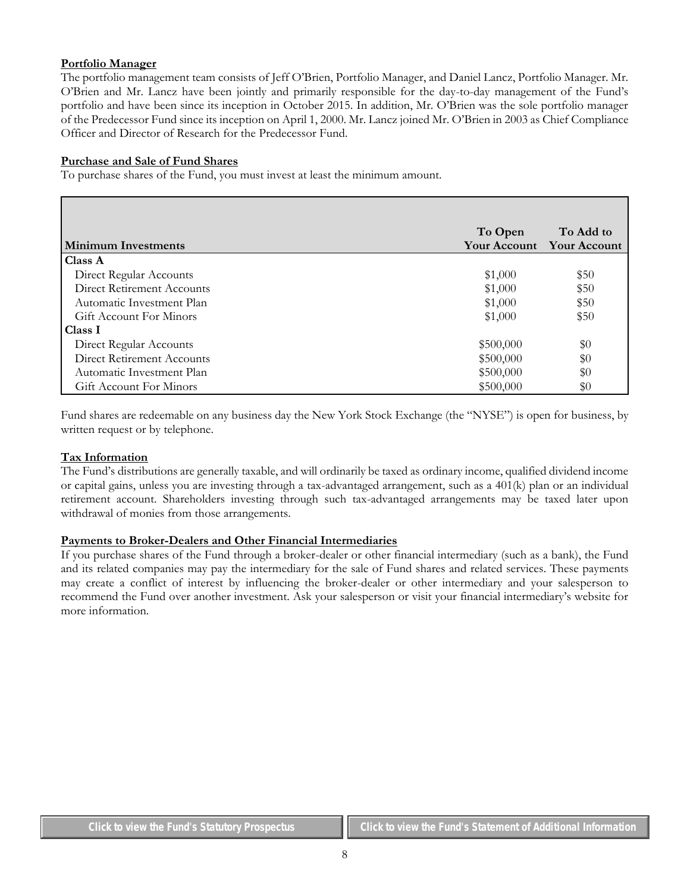**Portfolio Manager**

The portfolio management team consists of Jeff O'Brien, Portfolio Manager, and Daniel Lancz, Portfolio Manager. Mr. O'Brien and Mr. Lancz have been jointly and primarily responsible for the day-to-day management of the Fund's portfolio and have been since its inception in October 2015. In addition, Mr. O'Brien was the sole portfolio manager of the Predecessor Fund since its inception on April 1, 2000. Mr. Lancz joined Mr. O'Brien in 2003 as Chief Compliance Officer and Director of Research for the Predecessor Fund.

**Purchase and Sale of Fund Shares**

To purchase shares of the Fund, you must invest at least the minimum amount.

| Minimum Investments | To Open Your Account | To Add to Your Account |
|---|---|---|
| **Class A** | | |
| Direct Regular Accounts | $1,000 | $50 |
| Direct Retirement Accounts | $1,000 | $50 |
| Automatic Investment Plan | $1,000 | $50 |
| Gift Account For Minors | $1,000 | $50 |
| **Class I** | | |
| Direct Regular Accounts | $500,000 | $0 |
| Direct Retirement Accounts | $500,000 | $0 |
| Automatic Investment Plan | $500,000 | $0 |
| Gift Account For Minors | $500,000 | $0 |

Fund shares are redeemable on any business day the New York Stock Exchange (the "NYSE") is open for business, by written request or by telephone.

**Tax Information**

The Fund's distributions are generally taxable, and will ordinarily be taxed as ordinary income, qualified dividend income or capital gains, unless you are investing through a tax-advantaged arrangement, such as a 401(k) plan or an individual retirement account. Shareholders investing through such tax-advantaged arrangements may be taxed later upon withdrawal of monies from those arrangements.

**Payments to Broker-Dealers and Other Financial Intermediaries**

If you purchase shares of the Fund through a broker-dealer or other financial intermediary (such as a bank), the Fund and its related companies may pay the intermediary for the sale of Fund shares and related services. These payments may create a conflict of interest by influencing the broker-dealer or other intermediary and your salesperson to recommend the Fund over another investment. Ask your salesperson or visit your financial intermediary's website for more information.

Click to view the Fund's Statutory Prospectus | Click to view the Fund's Statement of Additional Information